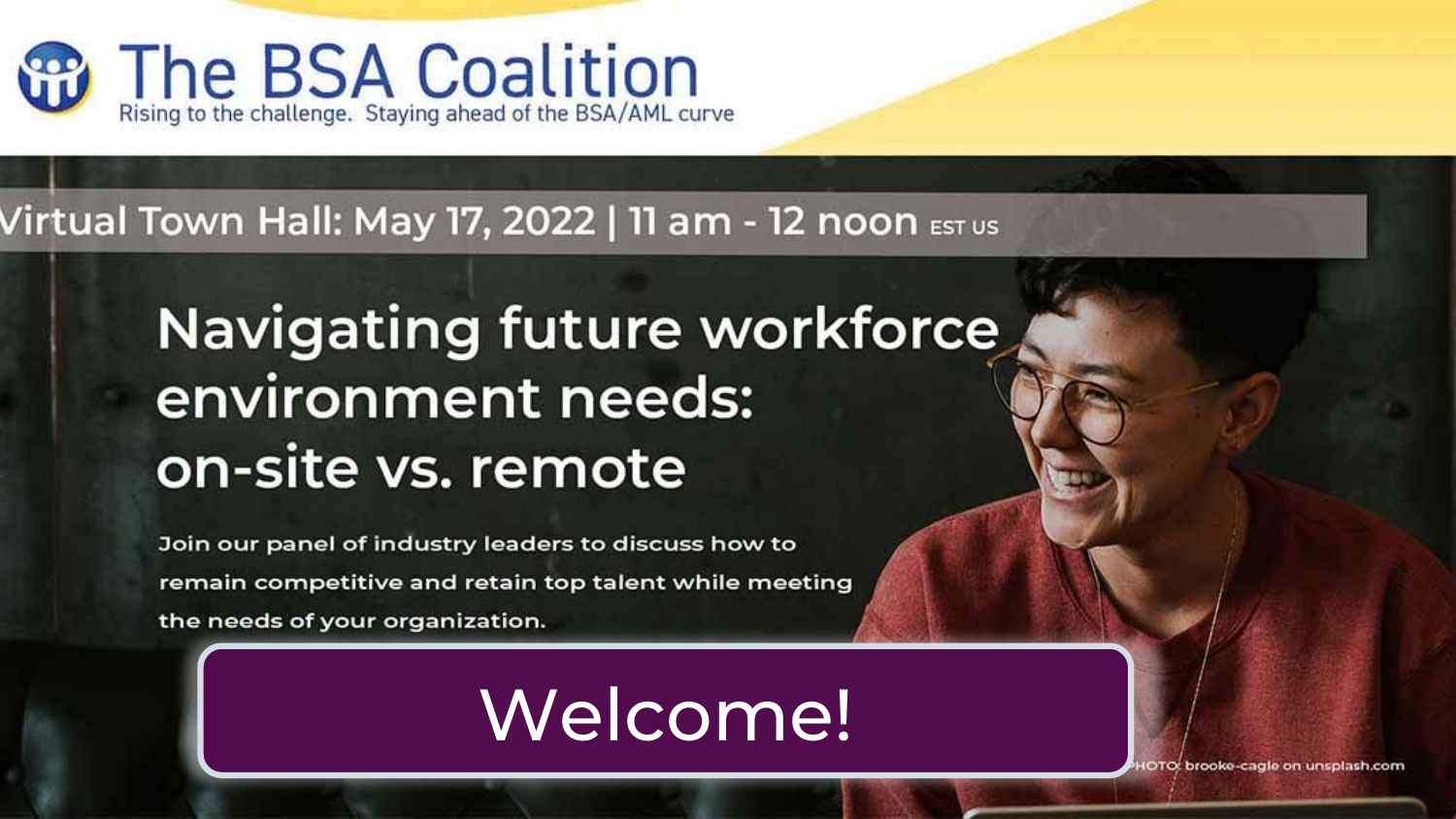# The BSA Coalition

Rising to the challenge. Staying ahead of the BSA/AML curve

Virtual Town Hall: May 17, 2022 | 11 am - 12 noon EST US

## Navigating future workforce environment needs: on-site vs. remote

Join our panel of industry leaders to discuss how to remain competitive and retain top talent while meeting the needs of your organization.

Welcome!

PHOTO: brooke-cagle on unsplash.com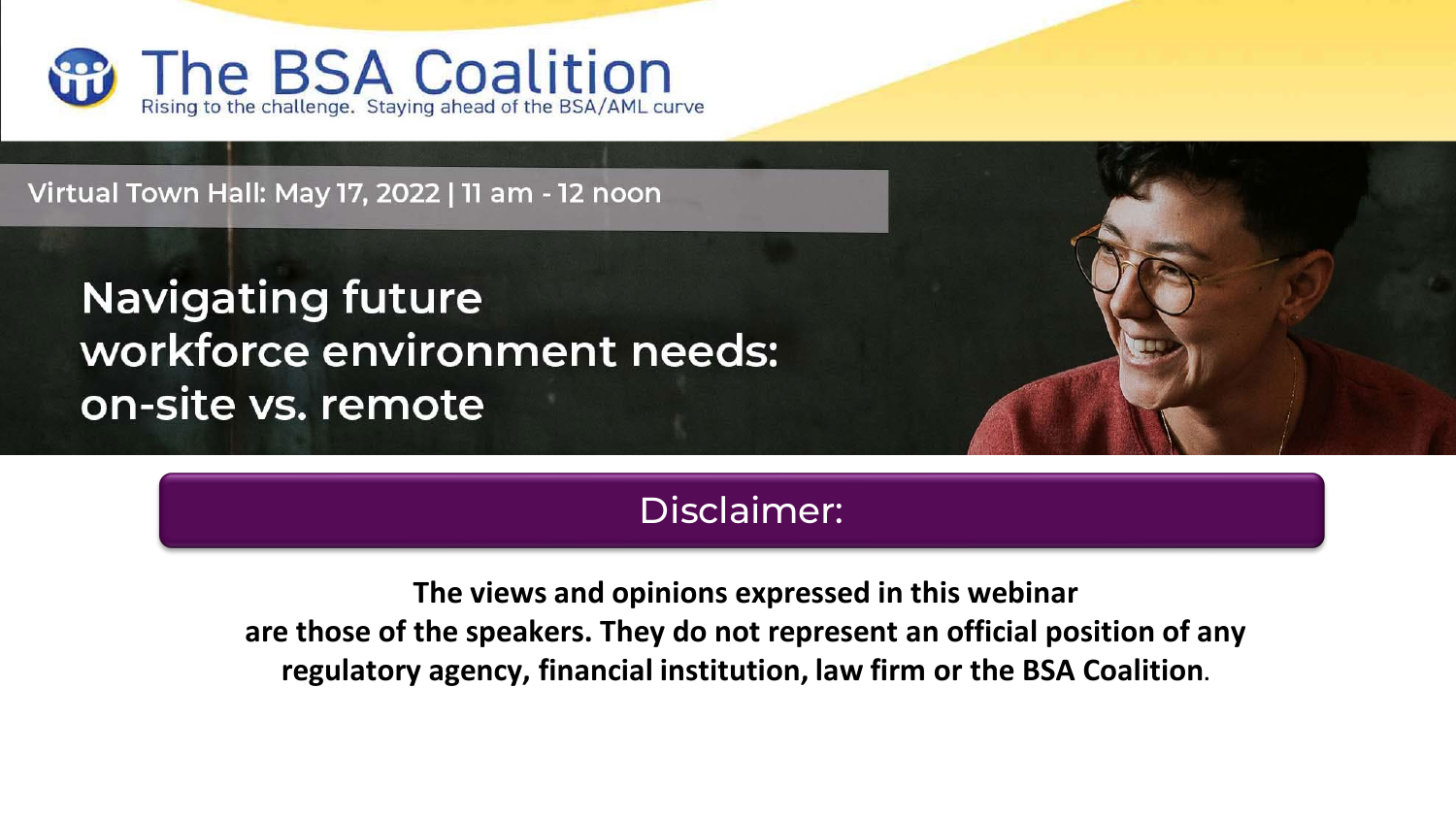# The BSA Coalition

Rising to the challenge. Staying ahead of the BSA/AML curve

Virtual Town Hall: May 17, 2022 | 11 am - 12 noon

## Navigating future workforce environment needs: on-site vs. remote

## Disclaimer:

**The views and opinions expressed in this webinar are those of the speakers. They do not represent an official position of any regulatory agency, financial institution, law firm or the BSA Coalition.**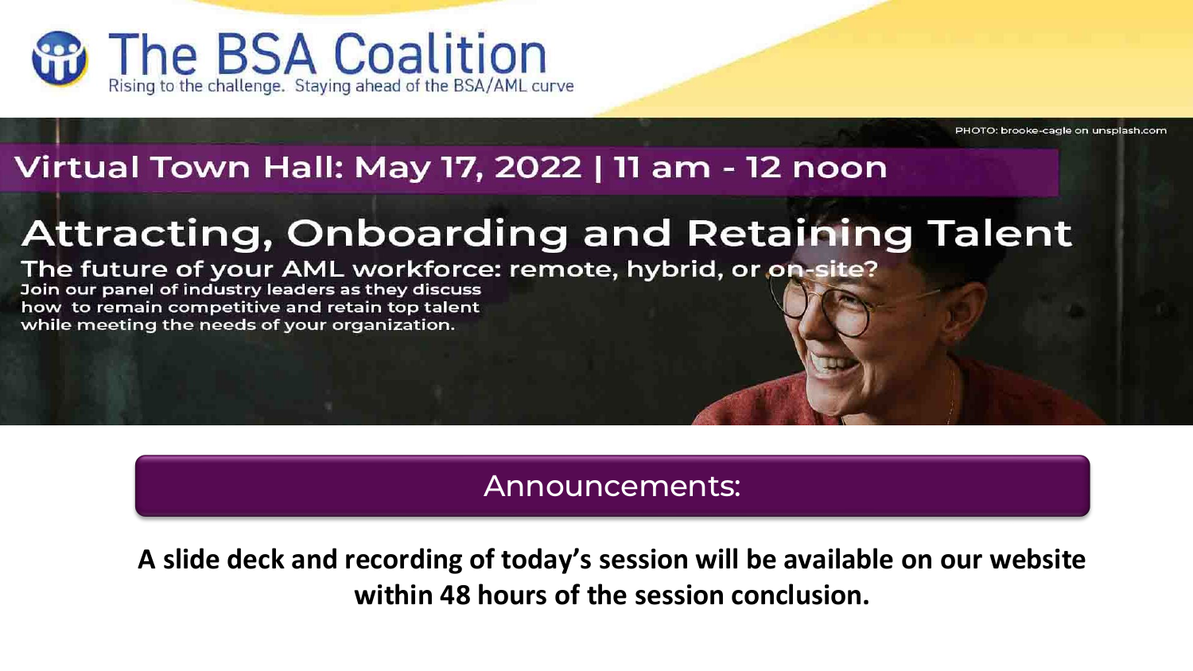# The BSA Coalition

Rising to the challenge. Staying ahead of the BSA/AML curve

PHOTO: brooke-cagle on unsplash.com

## Virtual Town Hall: May 17, 2022 | 11 am - 12 noon

# Attracting, Onboarding and Retaining Talent

### The future of your AML workforce: remote, hybrid, or on-site?

Join our panel of industry leaders as they discuss how to remain competitive and retain top talent while meeting the needs of your organization.

## Announcements:

**A slide deck and recording of today's session will be available on our website within 48 hours of the session conclusion.**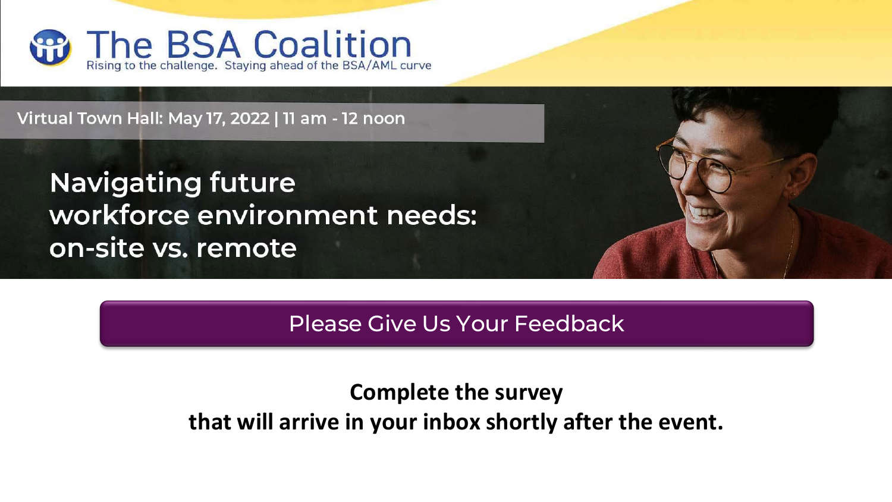# The BSA Coalition

Rising to the challenge. Staying ahead of the BSA/AML curve

Virtual Town Hall: May 17, 2022 | 11 am - 12 noon

## Navigating future workforce environment needs: on-site vs. remote

Please Give Us Your Feedback

**Complete the survey that will arrive in your inbox shortly after the event.**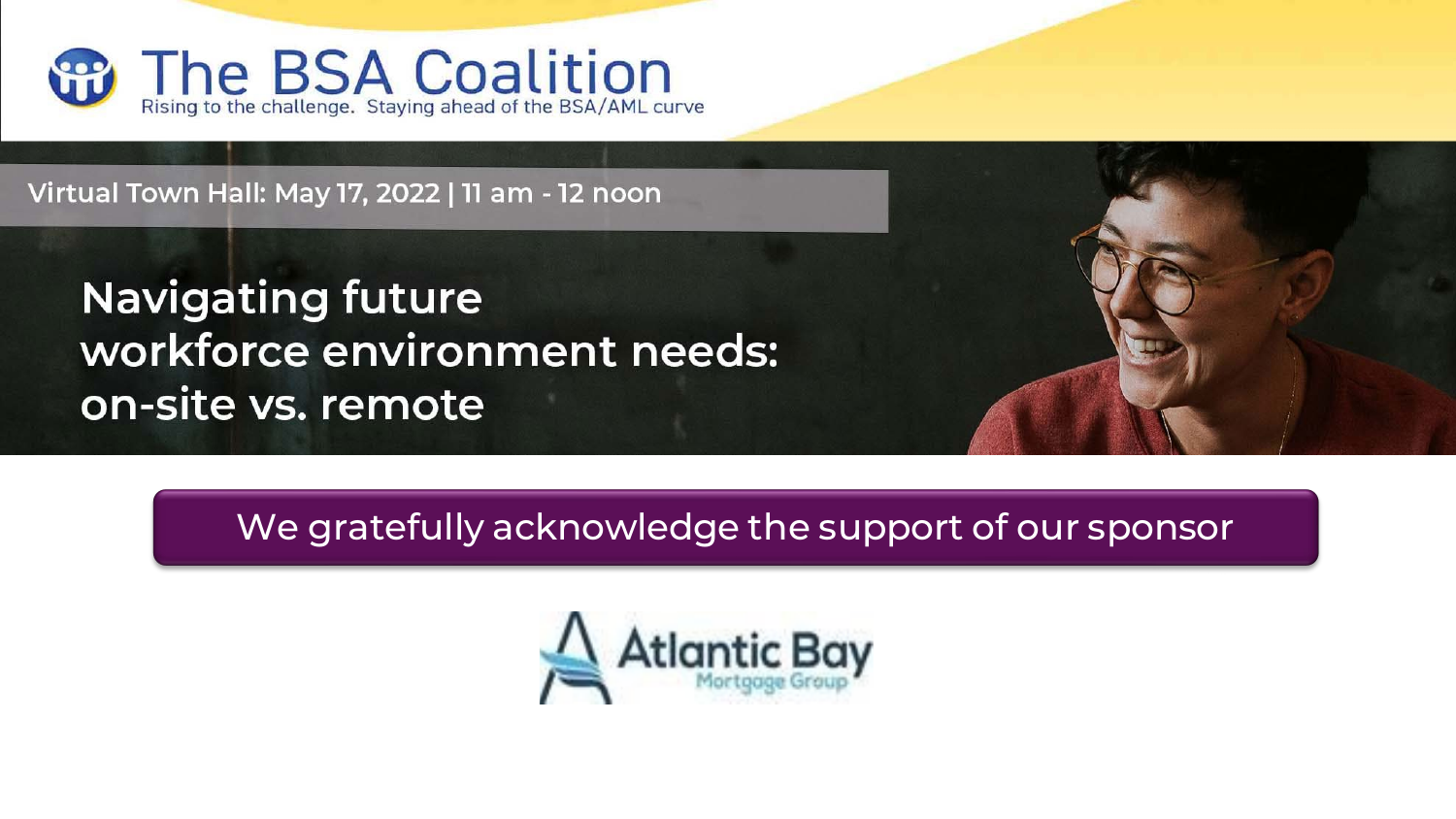# The BSA Coalition

Rising to the challenge. Staying ahead of the BSA/AML curve

Virtual Town Hall: May 17, 2022 | 11 am - 12 noon

## Navigating future workforce environment needs: on-site vs. remote

We gratefully acknowledge the support of our sponsor

Atlantic Bay
Mortgage Group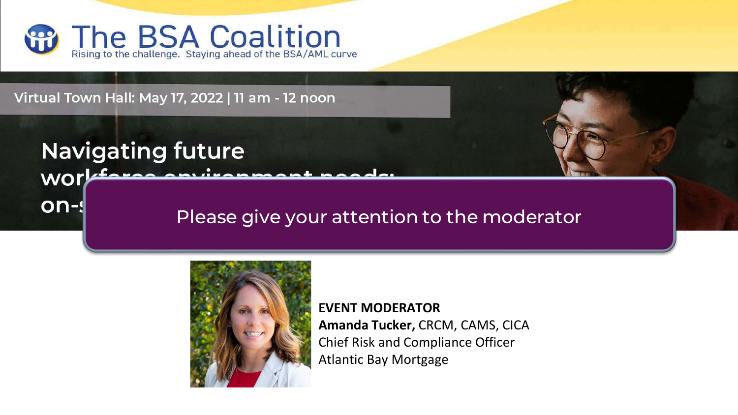# The BSA Coalition

Rising to the challenge. Staying ahead of the BSA/AML curve

Virtual Town Hall: May 17, 2022 | 11 am - 12 noon

## Navigating future workforce environment needs: on-s

Please give your attention to the moderator

**EVENT MODERATOR**
**Amanda Tucker,** CRCM, CAMS, CICA
Chief Risk and Compliance Officer
Atlantic Bay Mortgage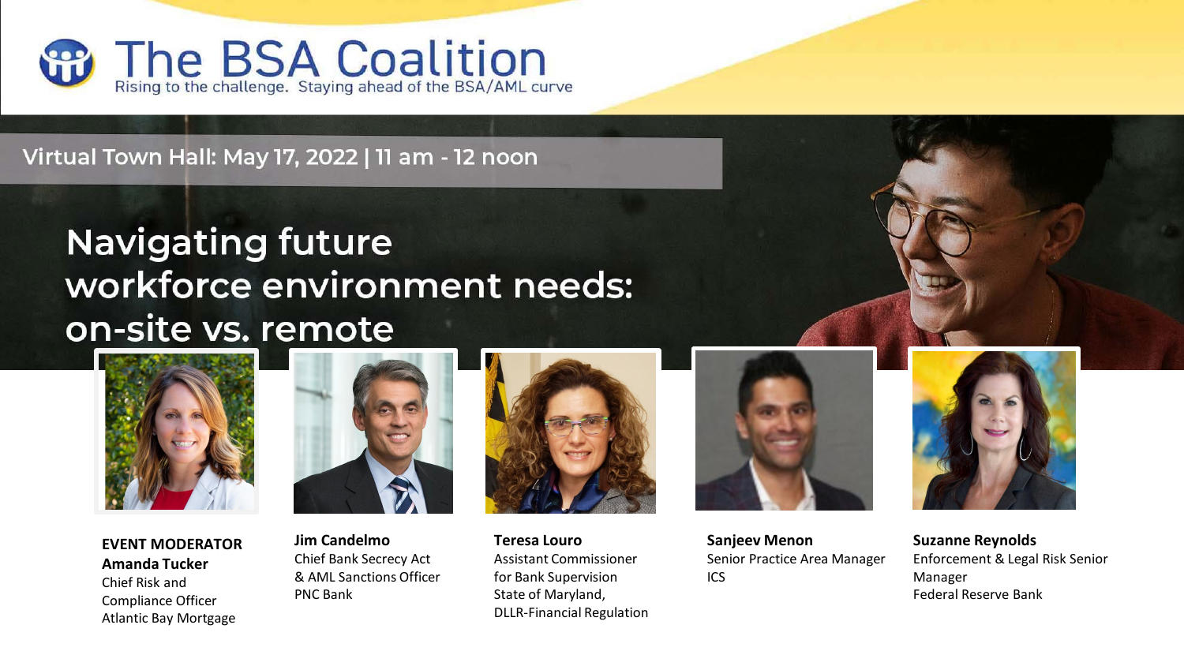# The BSA Coalition

Rising to the challenge. Staying ahead of the BSA/AML curve

Virtual Town Hall: May 17, 2022 | 11 am - 12 noon

## Navigating future workforce environment needs: on-site vs. remote

**EVENT MODERATOR**
**Amanda Tucker**
Chief Risk and Compliance Officer
Atlantic Bay Mortgage

**Jim Candelmo**
Chief Bank Secrecy Act & AML Sanctions Officer
PNC Bank

**Teresa Louro**
Assistant Commissioner for Bank Supervision
State of Maryland, DLLR-Financial Regulation

**Sanjeev Menon**
Senior Practice Area Manager
ICS

**Suzanne Reynolds**
Enforcement & Legal Risk Senior Manager
Federal Reserve Bank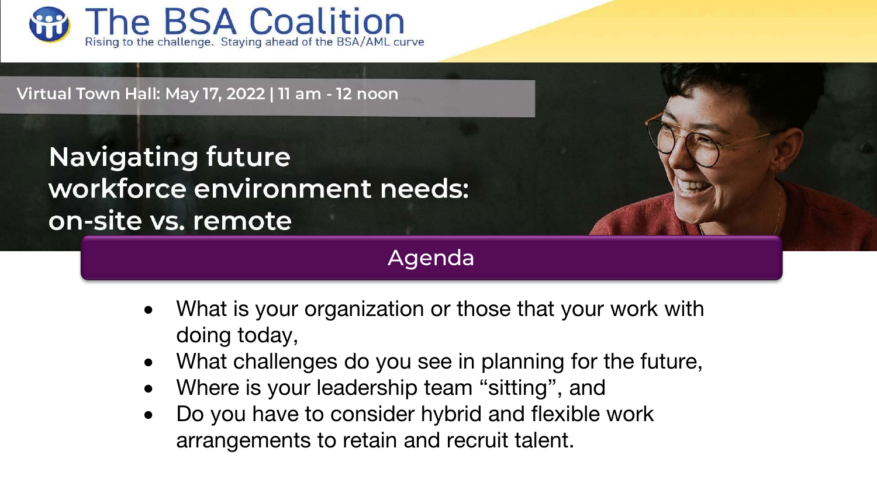# The BSA Coalition

Rising to the challenge. Staying ahead of the BSA/AML curve

Virtual Town Hall: May 17, 2022 | 11 am - 12 noon

## Navigating future workforce environment needs: on-site vs. remote

### Agenda

- What is your organization or those that your work with doing today,
- What challenges do you see in planning for the future,
- Where is your leadership team “sitting”, and
- Do you have to consider hybrid and flexible work arrangements to retain and recruit talent.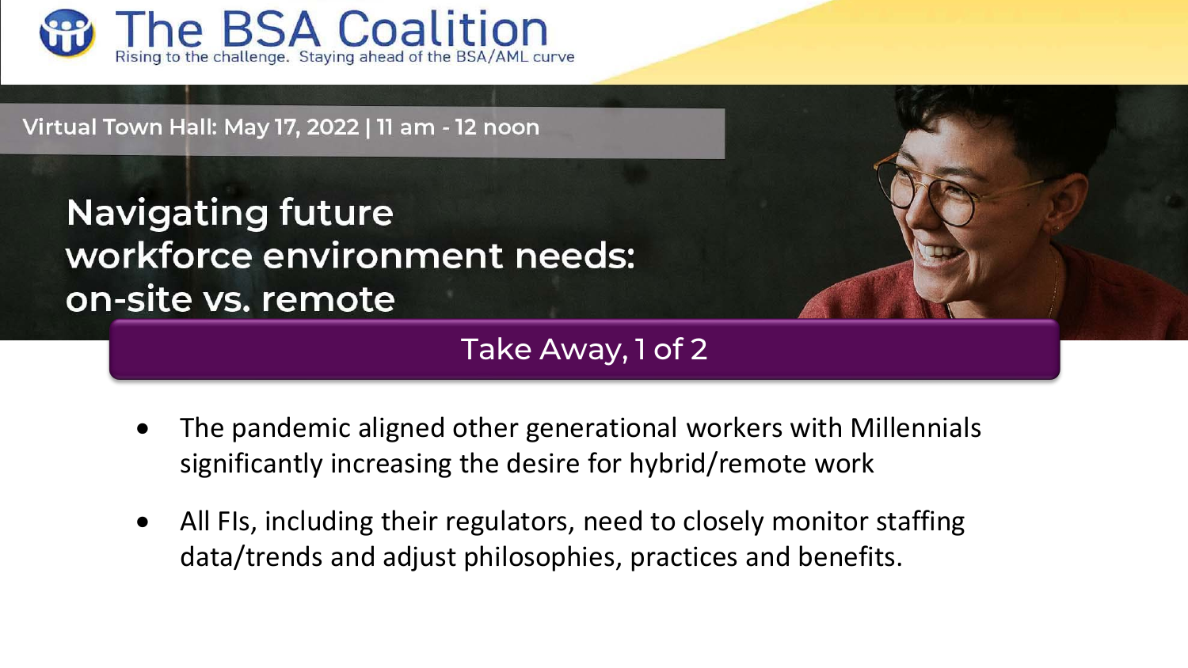# The BSA Coalition

Rising to the challenge. Staying ahead of the BSA/AML curve

Virtual Town Hall: May 17, 2022 | 11 am - 12 noon

## Navigating future workforce environment needs: on-site vs. remote

### Take Away, 1 of 2

- The pandemic aligned other generational workers with Millennials significantly increasing the desire for hybrid/remote work
- All FIs, including their regulators, need to closely monitor staffing data/trends and adjust philosophies, practices and benefits.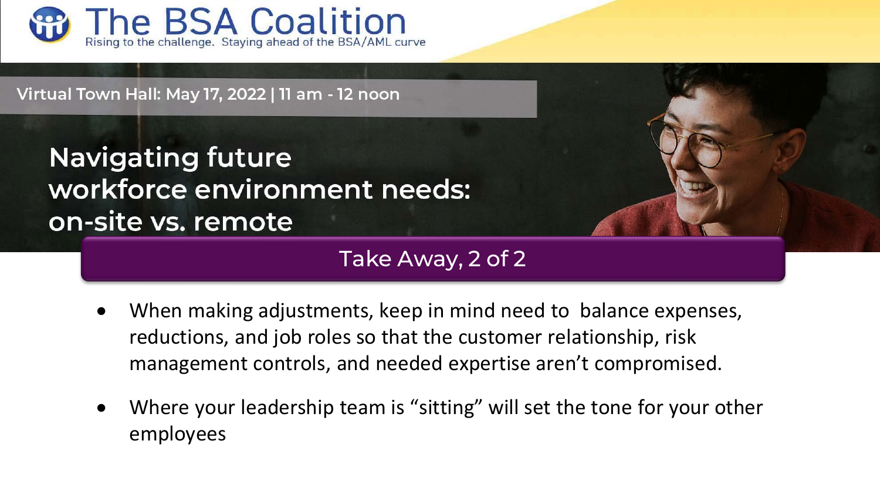# The BSA Coalition

Rising to the challenge. Staying ahead of the BSA/AML curve

Virtual Town Hall: May 17, 2022 | 11 am - 12 noon

## Navigating future workforce environment needs: on-site vs. remote

### Take Away, 2 of 2

- When making adjustments, keep in mind need to balance expenses, reductions, and job roles so that the customer relationship, risk management controls, and needed expertise aren't compromised.
- Where your leadership team is "sitting" will set the tone for your other employees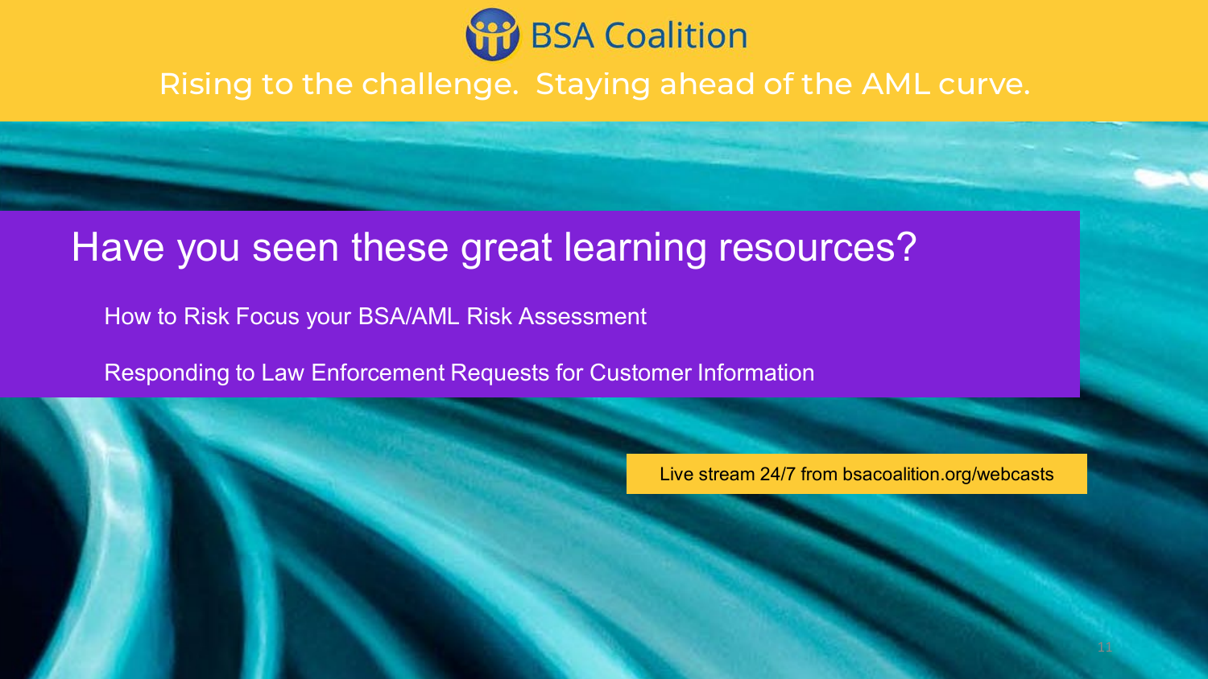BSA Coalition

Rising to the challenge. Staying ahead of the AML curve.

# Have you seen these great learning resources?

How to Risk Focus your BSA/AML Risk Assessment

Responding to Law Enforcement Requests for Customer Information

Live stream 24/7 from bsacoalition.org/webcasts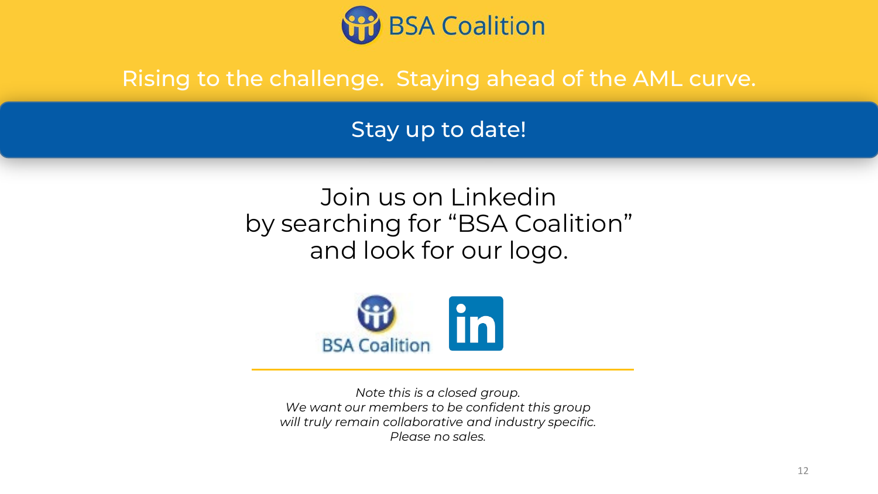BSA Coalition

Rising to the challenge. Staying ahead of the AML curve.

# Stay up to date!

Join us on Linkedin
by searching for “BSA Coalition”
and look for our logo.

BSA Coalition

*Note this is a closed group.*
*We want our members to be confident this group*
*will truly remain collaborative and industry specific.*
*Please no sales.*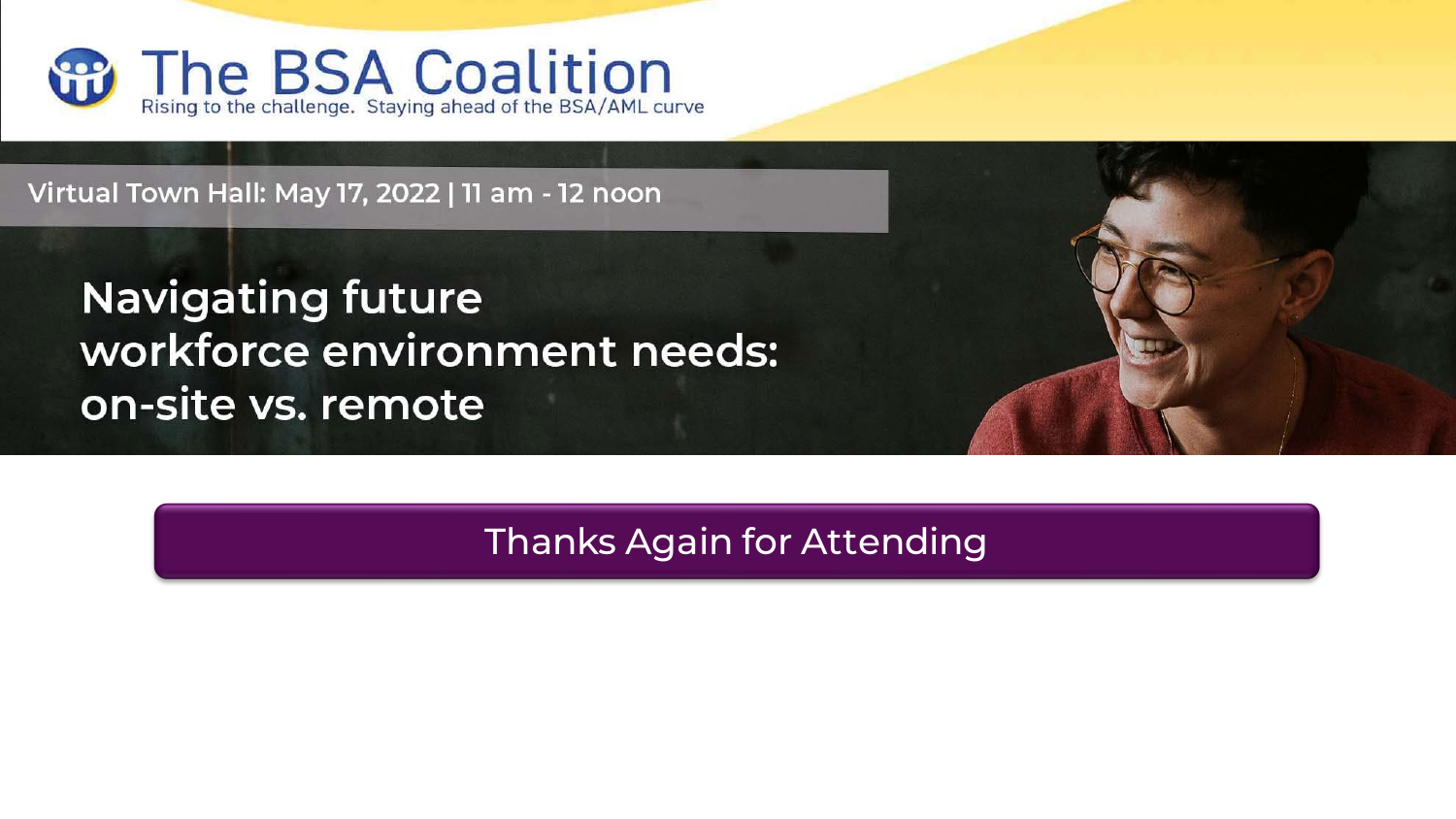# The BSA Coalition

Rising to the challenge. Staying ahead of the BSA/AML curve

Virtual Town Hall: May 17, 2022 | 11 am - 12 noon

## Navigating future workforce environment needs: on-site vs. remote

Thanks Again for Attending